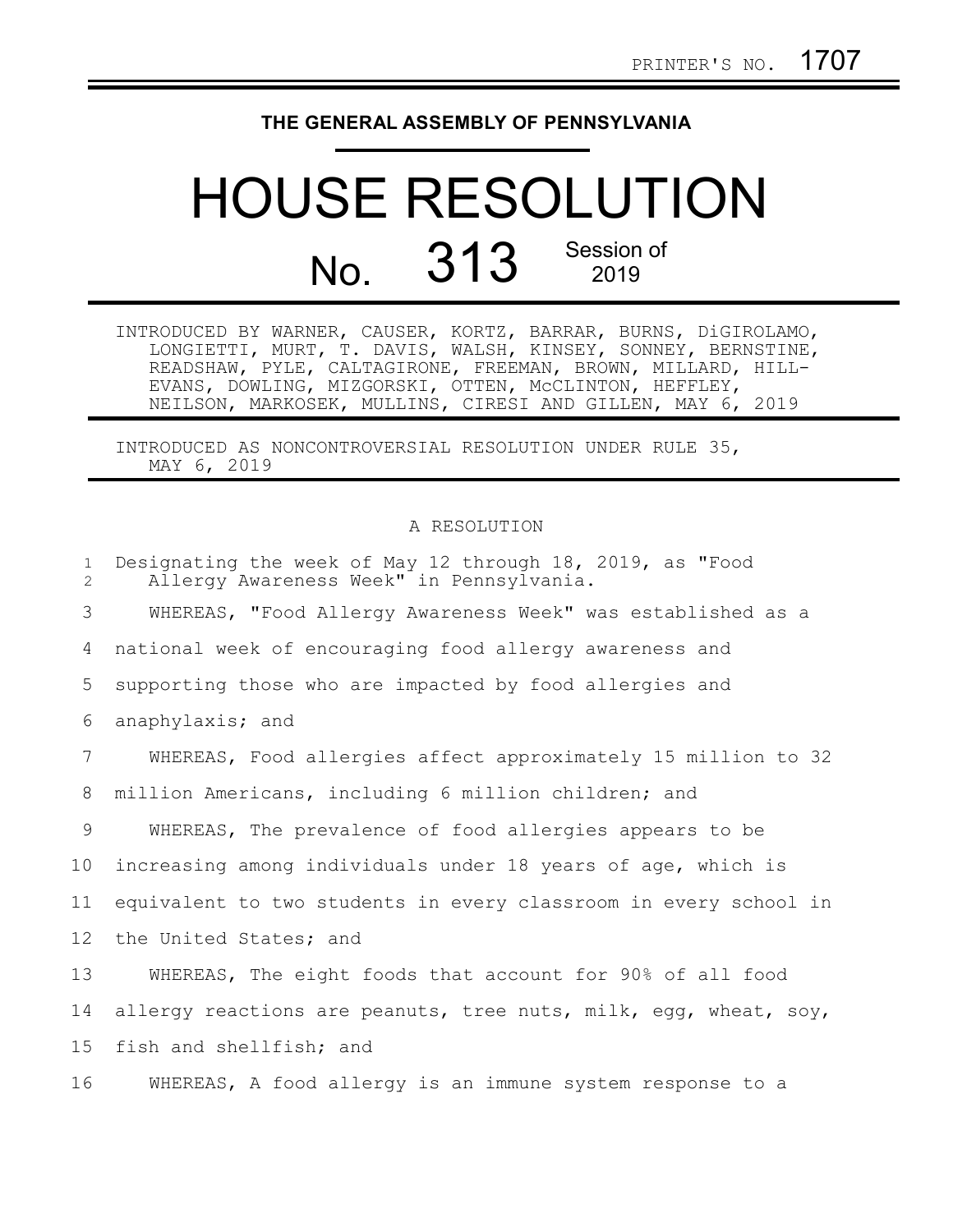PRINTER'S NO. 1707

**THE GENERAL ASSEMBLY OF PENNSYLVANIA**

# HOUSE RESOLUTION

## No. 313 Session of 2019

INTRODUCED BY WARNER, CAUSER, KORTZ, BARRAR, BURNS, DiGIROLAMO, LONGIETTI, MURT, T. DAVIS, WALSH, KINSEY, SONNEY, BERNSTINE, READSHAW, PYLE, CALTAGIRONE, FREEMAN, BROWN, MILLARD, HILL-EVANS, DOWLING, MIZGORSKI, OTTEN, McCLINTON, HEFFLEY, NEILSON, MARKOSEK, MULLINS, CIRESI AND GILLEN, MAY 6, 2019

INTRODUCED AS NONCONTROVERSIAL RESOLUTION UNDER RULE 35, MAY 6, 2019

A RESOLUTION

1 Designating the week of May 12 through 18, 2019, as "Food
2 Allergy Awareness Week" in Pennsylvania.

3 WHEREAS, "Food Allergy Awareness Week" was established as a
4 national week of encouraging food allergy awareness and
5 supporting those who are impacted by food allergies and
6 anaphylaxis; and

7 WHEREAS, Food allergies affect approximately 15 million to 32
8 million Americans, including 6 million children; and

9 WHEREAS, The prevalence of food allergies appears to be
10 increasing among individuals under 18 years of age, which is
11 equivalent to two students in every classroom in every school in
12 the United States; and

13 WHEREAS, The eight foods that account for 90% of all food
14 allergy reactions are peanuts, tree nuts, milk, egg, wheat, soy,
15 fish and shellfish; and

16 WHEREAS, A food allergy is an immune system response to a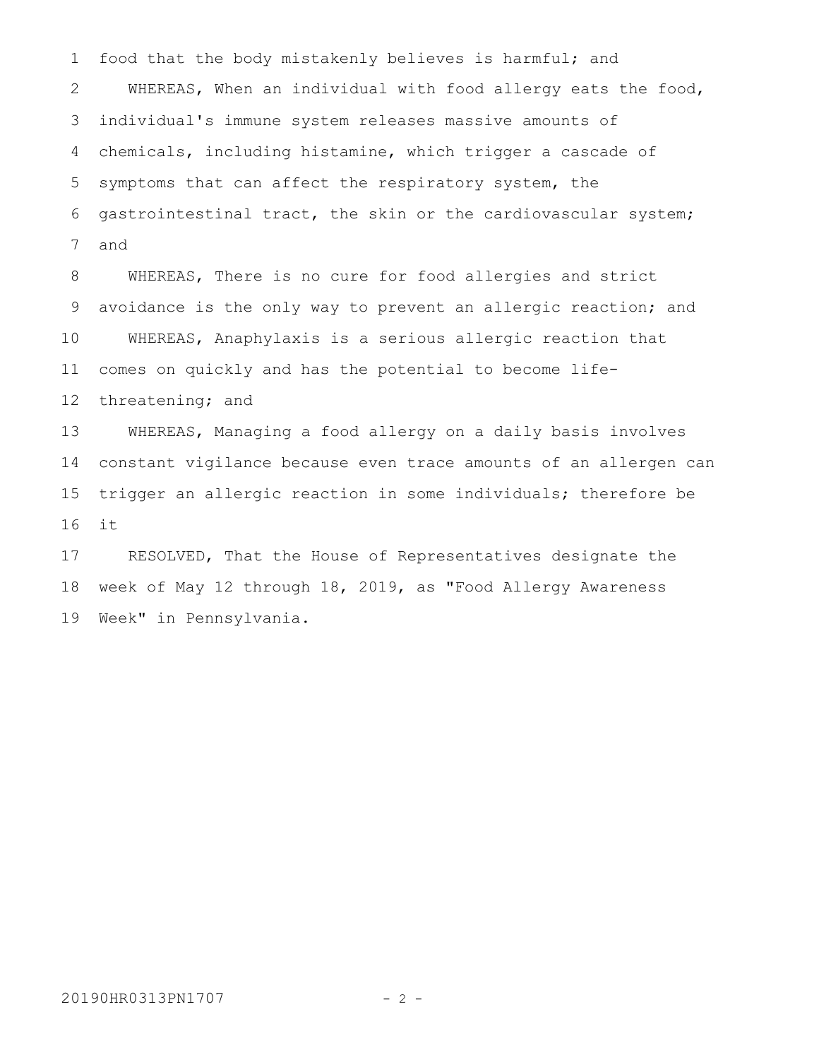food that the body mistakenly believes is harmful; and

WHEREAS, When an individual with food allergy eats the food, individual's immune system releases massive amounts of chemicals, including histamine, which trigger a cascade of symptoms that can affect the respiratory system, the gastrointestinal tract, the skin or the cardiovascular system; and

WHEREAS, There is no cure for food allergies and strict avoidance is the only way to prevent an allergic reaction; and

WHEREAS, Anaphylaxis is a serious allergic reaction that comes on quickly and has the potential to become life-threatening; and

WHEREAS, Managing a food allergy on a daily basis involves constant vigilance because even trace amounts of an allergen can trigger an allergic reaction in some individuals; therefore be it

RESOLVED, That the House of Representatives designate the week of May 12 through 18, 2019, as "Food Allergy Awareness Week" in Pennsylvania.